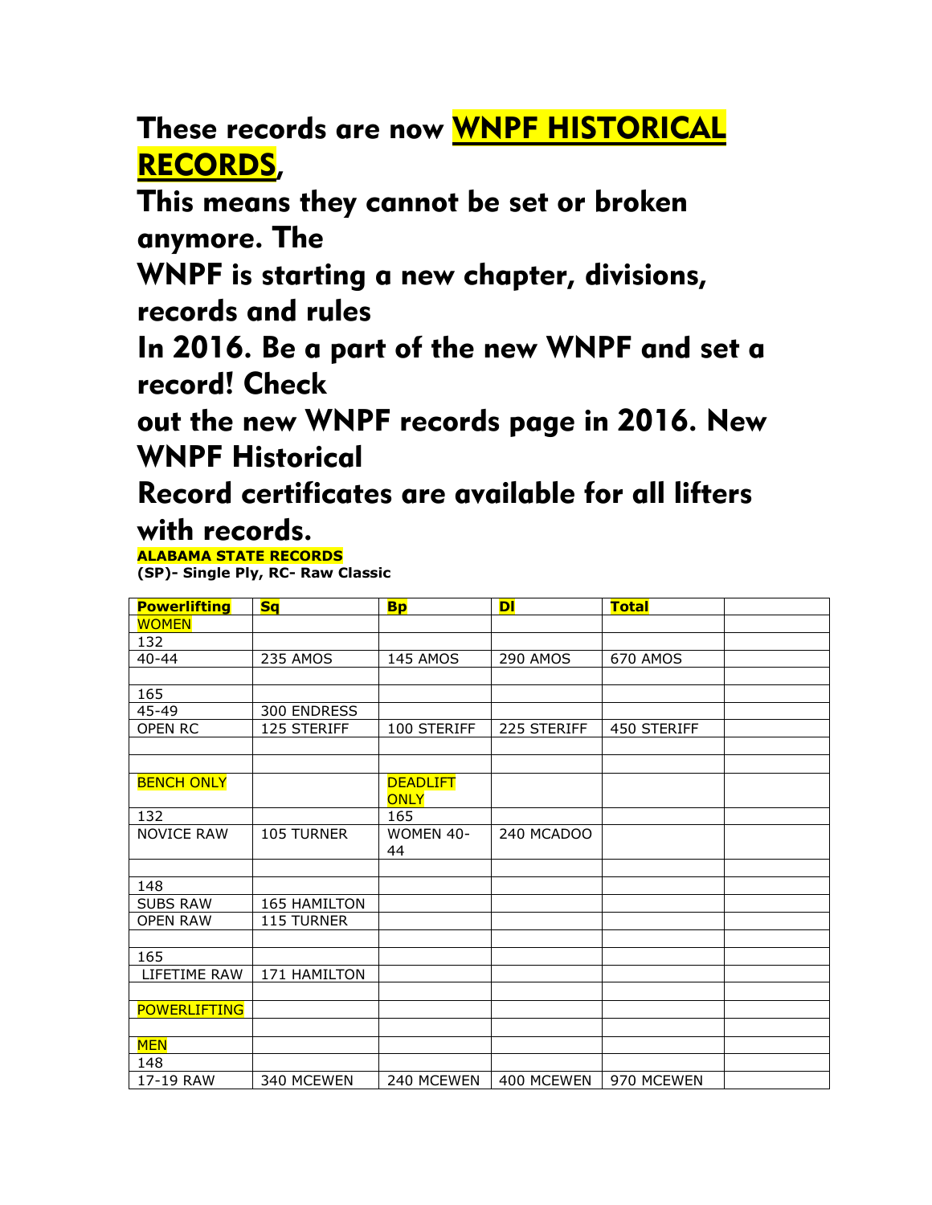# These records are now WNPF HISTORICAL RECORDS,

# This means they cannot be set or broken anymore. The WNPF is starting a new chapter, divisions, records and rules In 2016. Be a part of the new WNPF and set a record! Check out the new WNPF records page in 2016. New WNPF Historical Record certificates are available for all lifters with records.

**ALABAMA STATE RECORDS**

**(SP)- Single Ply, RC- Raw Classic**

| Powerlifting | Sq | Bp | Dl | Total | |
|---|---|---|---|---|---|
| WOMEN | | | | | |
| 132 | | | | | |
| 40-44 | 235 AMOS | 145 AMOS | 290 AMOS | 670 AMOS | |
| | | | | | |
| 165 | | | | | |
| 45-49 | 300 ENDRESS | | | | |
| OPEN RC | 125 STERIFF | 100 STERIFF | 225 STERIFF | 450 STERIFF | |
| | | | | | |
| | | | | | |
| BENCH ONLY | | DEADLIFT ONLY | | | |
| 132 | | 165 | | | |
| NOVICE RAW | 105 TURNER | WOMEN 40-44 | 240 MCADOO | | |
| | | | | | |
| 148 | | | | | |
| SUBS RAW | 165 HAMILTON | | | | |
| OPEN RAW | 115 TURNER | | | | |
| | | | | | |
| 165 | | | | | |
| LIFETIME RAW | 171 HAMILTON | | | | |
| | | | | | |
| POWERLIFTING | | | | | |
| | | | | | |
| MEN | | | | | |
| 148 | | | | | |
| 17-19 RAW | 340 MCEWEN | 240 MCEWEN | 400 MCEWEN | 970 MCEWEN | |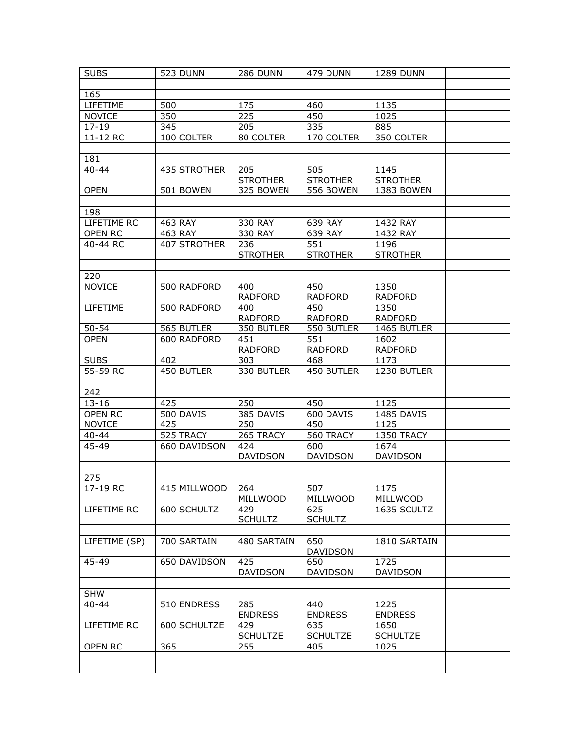| SUBS | 523 DUNN | 286 DUNN | 479 DUNN | 1289 DUNN | |
|---|---|---|---|---|---|
| | | | | | |
| 165 | | | | | |
| LIFETIME | 500 | 175 | 460 | 1135 | |
| NOVICE | 350 | 225 | 450 | 1025 | |
| 17-19 | 345 | 205 | 335 | 885 | |
| 11-12 RC | 100 COLTER | 80 COLTER | 170 COLTER | 350 COLTER | |
| | | | | | |
| 181 | | | | | |
| 40-44 | 435 STROTHER | 205 STROTHER | 505 STROTHER | 1145 STROTHER | |
| OPEN | 501 BOWEN | 325 BOWEN | 556 BOWEN | 1383 BOWEN | |
| | | | | | |
| 198 | | | | | |
| LIFETIME RC | 463 RAY | 330 RAY | 639 RAY | 1432 RAY | |
| OPEN RC | 463 RAY | 330 RAY | 639 RAY | 1432 RAY | |
| 40-44 RC | 407 STROTHER | 236 STROTHER | 551 STROTHER | 1196 STROTHER | |
| | | | | | |
| 220 | | | | | |
| NOVICE | 500 RADFORD | 400 RADFORD | 450 RADFORD | 1350 RADFORD | |
| LIFETIME | 500 RADFORD | 400 RADFORD | 450 RADFORD | 1350 RADFORD | |
| 50-54 | 565 BUTLER | 350 BUTLER | 550 BUTLER | 1465 BUTLER | |
| OPEN | 600 RADFORD | 451 RADFORD | 551 RADFORD | 1602 RADFORD | |
| SUBS | 402 | 303 | 468 | 1173 | |
| 55-59 RC | 450 BUTLER | 330 BUTLER | 450 BUTLER | 1230 BUTLER | |
| | | | | | |
| 242 | | | | | |
| 13-16 | 425 | 250 | 450 | 1125 | |
| OPEN RC | 500 DAVIS | 385 DAVIS | 600 DAVIS | 1485 DAVIS | |
| NOVICE | 425 | 250 | 450 | 1125 | |
| 40-44 | 525 TRACY | 265 TRACY | 560 TRACY | 1350 TRACY | |
| 45-49 | 660 DAVIDSON | 424 DAVIDSON | 600 DAVIDSON | 1674 DAVIDSON | |
| | | | | | |
| 275 | | | | | |
| 17-19 RC | 415 MILLWOOD | 264 MILLWOOD | 507 MILLWOOD | 1175 MILLWOOD | |
| LIFETIME RC | 600 SCHULTZ | 429 SCHULTZ | 625 SCHULTZ | 1635 SCULTZ | |
| | | | | | |
| LIFETIME (SP) | 700 SARTAIN | 480 SARTAIN | 650 DAVIDSON | 1810 SARTAIN | |
| 45-49 | 650 DAVIDSON | 425 DAVIDSON | 650 DAVIDSON | 1725 DAVIDSON | |
| | | | | | |
| SHW | | | | | |
| 40-44 | 510 ENDRESS | 285 ENDRESS | 440 ENDRESS | 1225 ENDRESS | |
| LIFETIME RC | 600 SCHULTZE | 429 SCHULTZE | 635 SCHULTZE | 1650 SCHULTZE | |
| OPEN RC | 365 | 255 | 405 | 1025 | |
| | | | | | |
| | | | | | |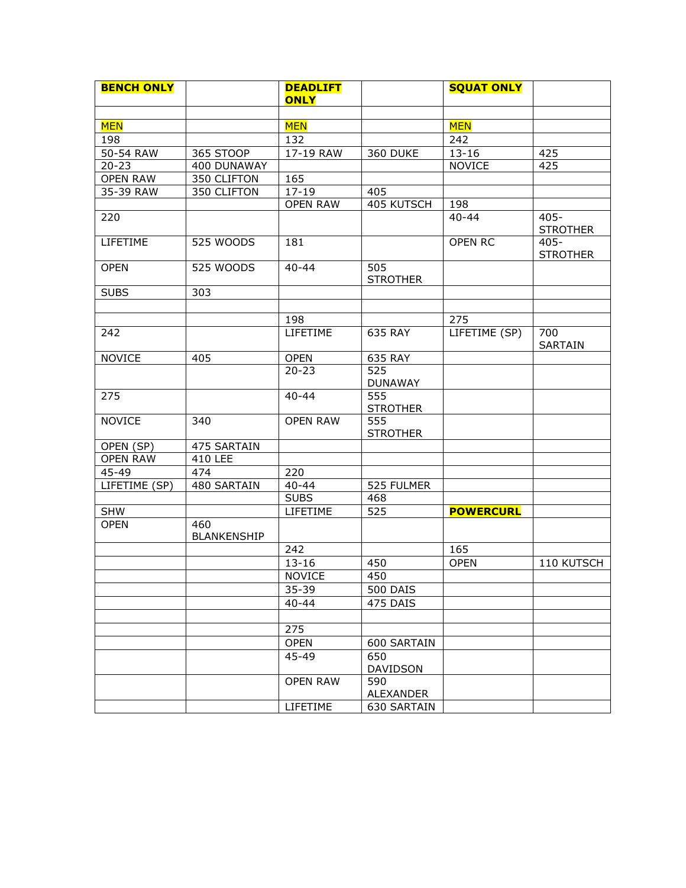| | | | | | |
|---|---|---|---|---|---|
| **BENCH ONLY** | | **DEADLIFT ONLY** | | **SQUAT ONLY** | |
| | | | | | |
| MEN | | MEN | | MEN | |
| 198 | | 132 | | 242 | |
| 50-54 RAW | 365 STOOP | 17-19 RAW | 360 DUKE | 13-16 | 425 |
| 20-23 | 400 DUNAWAY | | | NOVICE | 425 |
| OPEN RAW | 350 CLIFTON | 165 | | | |
| 35-39 RAW | 350 CLIFTON | 17-19 | 405 | | |
| | | OPEN RAW | 405 KUTSCH | 198 | |
| 220 | | | | 40-44 | 405-STROTHER |
| LIFETIME | 525 WOODS | 181 | | OPEN RC | 405-STROTHER |
| OPEN | 525 WOODS | 40-44 | 505 STROTHER | | |
| SUBS | 303 | | | | |
| | | | | | |
| | | 198 | | 275 | |
| 242 | | LIFETIME | 635 RAY | LIFETIME (SP) | 700 SARTAIN |
| NOVICE | 405 | OPEN | 635 RAY | | |
| | | 20-23 | 525 DUNAWAY | | |
| 275 | | 40-44 | 555 STROTHER | | |
| NOVICE | 340 | OPEN RAW | 555 STROTHER | | |
| OPEN (SP) | 475 SARTAIN | | | | |
| OPEN RAW | 410 LEE | | | | |
| 45-49 | 474 | 220 | | | |
| LIFETIME (SP) | 480 SARTAIN | 40-44 | 525 FULMER | | |
| | | SUBS | 468 | | |
| SHW | | LIFETIME | 525 | **POWERCURL** | |
| OPEN | 460 BLANKENSHIP | | | | |
| | | 242 | | 165 | |
| | | 13-16 | 450 | OPEN | 110 KUTSCH |
| | | NOVICE | 450 | | |
| | | 35-39 | 500 DAIS | | |
| | | 40-44 | 475 DAIS | | |
| | | | | | |
| | | 275 | | | |
| | | OPEN | 600 SARTAIN | | |
| | | 45-49 | 650 DAVIDSON | | |
| | | OPEN RAW | 590 ALEXANDER | | |
| | | LIFETIME | 630 SARTAIN | | |